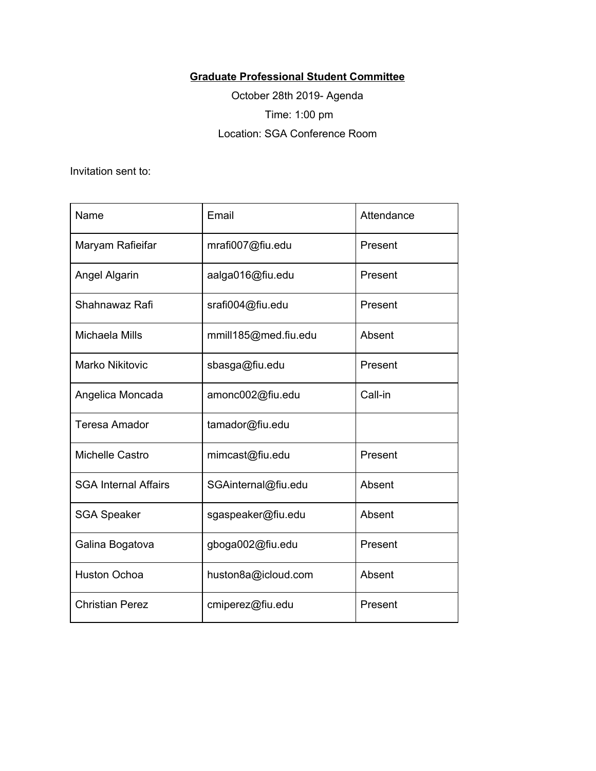**Graduate Professional Student Committee**

October 28th 2019- Agenda

Time: 1:00 pm

Location: SGA Conference Room

Invitation sent to:

| Name | Email | Attendance |
|---|---|---|
| Maryam Rafieifar | mrafi007@fiu.edu | Present |
| Angel Algarin | aalga016@fiu.edu | Present |
| Shahnawaz Rafi | srafi004@fiu.edu | Present |
| Michaela Mills | mmill185@med.fiu.edu | Absent |
| Marko Nikitovic | sbasga@fiu.edu | Present |
| Angelica Moncada | amonc002@fiu.edu | Call-in |
| Teresa Amador | tamador@fiu.edu | |
| Michelle Castro | mimcast@fiu.edu | Present |
| SGA Internal Affairs | SGAinternal@fiu.edu | Absent |
| SGA Speaker | sgaspeaker@fiu.edu | Absent |
| Galina Bogatova | gboga002@fiu.edu | Present |
| Huston Ochoa | huston8a@icloud.com | Absent |
| Christian Perez | cmiperez@fiu.edu | Present |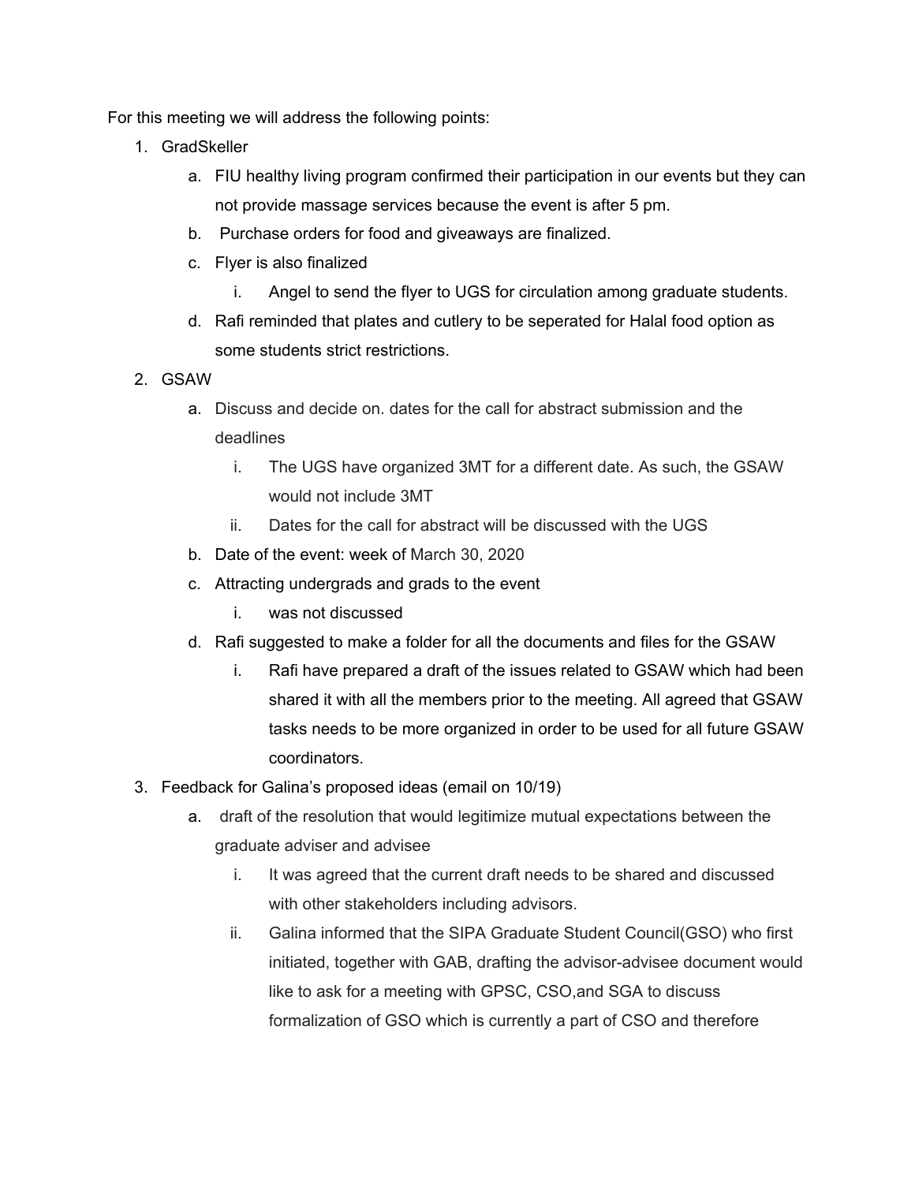For this meeting we will address the following points:

1. GradSkeller
    a. FIU healthy living program confirmed their participation in our events but they can not provide massage services because the event is after 5 pm.
    b. Purchase orders for food and giveaways are finalized.
    c. Flyer is also finalized
        i. Angel to send the flyer to UGS for circulation among graduate students.
    d. Rafi reminded that plates and cutlery to be seperated for Halal food option as some students strict restrictions.
2. GSAW
    a. Discuss and decide on. dates for the call for abstract submission and the deadlines
        i. The UGS have organized 3MT for a different date. As such, the GSAW would not include 3MT
        ii. Dates for the call for abstract will be discussed with the UGS
    b. Date of the event: week of March 30, 2020
    c. Attracting undergrads and grads to the event
        i. was not discussed
    d. Rafi suggested to make a folder for all the documents and files for the GSAW
        i. Rafi have prepared a draft of the issues related to GSAW which had been shared it with all the members prior to the meeting. All agreed that GSAW tasks needs to be more organized in order to be used for all future GSAW coordinators.
3. Feedback for Galina's proposed ideas (email on 10/19)
    a. draft of the resolution that would legitimize mutual expectations between the graduate adviser and advisee
        i. It was agreed that the current draft needs to be shared and discussed with other stakeholders including advisors.
        ii. Galina informed that the SIPA Graduate Student Council(GSO) who first initiated, together with GAB, drafting the advisor-advisee document would like to ask for a meeting with GPSC, CSO,and SGA to discuss formalization of GSO which is currently a part of CSO and therefore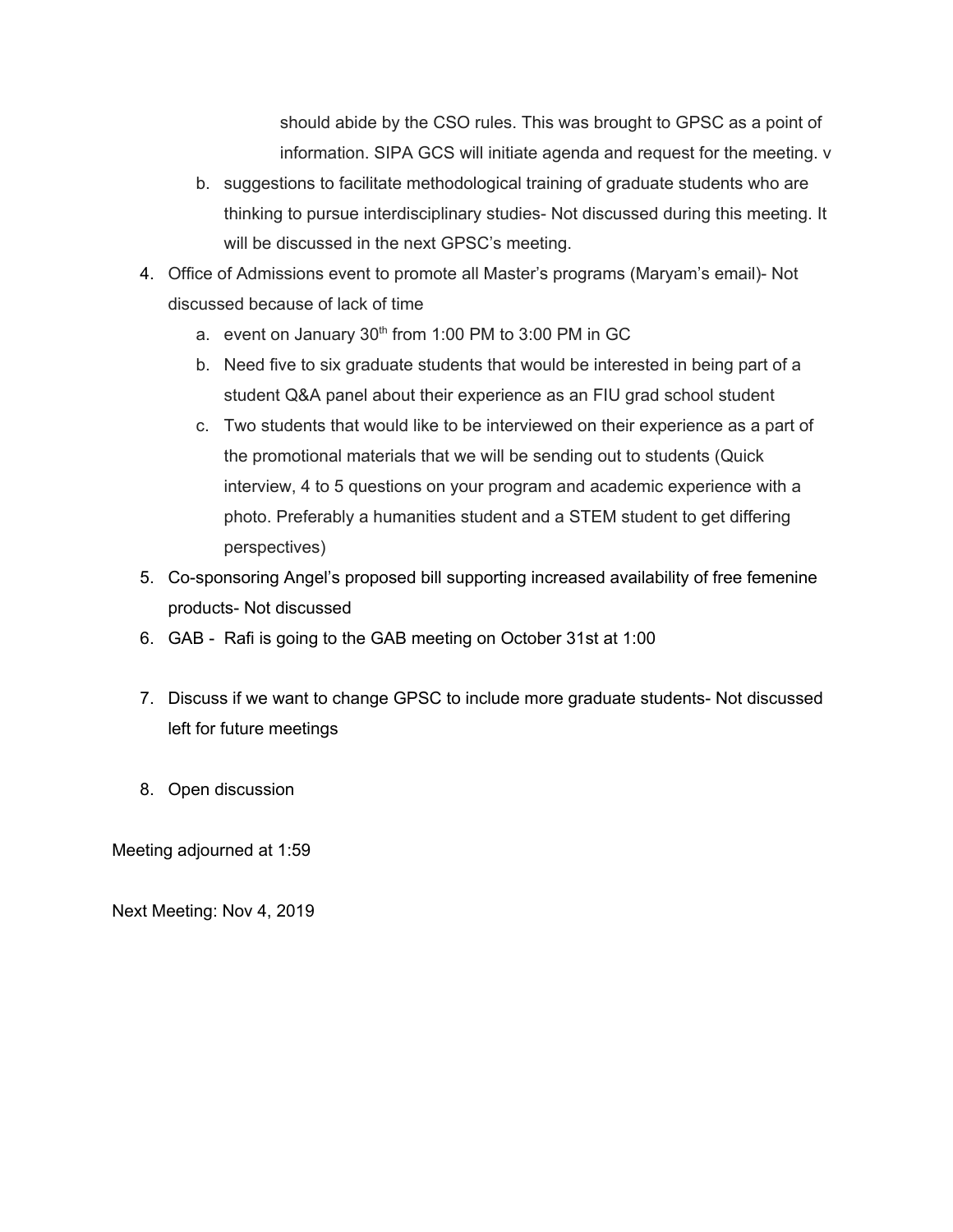should abide by the CSO rules. This was brought to GPSC as a point of information. SIPA GCS will initiate agenda and request for the meeting. v

   b. suggestions to facilitate methodological training of graduate students who are thinking to pursue interdisciplinary studies- Not discussed during this meeting. It will be discussed in the next GPSC's meeting.

4. Office of Admissions event to promote all Master's programs (Maryam's email)- Not discussed because of lack of time
   a. event on January 30th from 1:00 PM to 3:00 PM in GC
   b. Need five to six graduate students that would be interested in being part of a student Q&A panel about their experience as an FIU grad school student
   c. Two students that would like to be interviewed on their experience as a part of the promotional materials that we will be sending out to students (Quick interview, 4 to 5 questions on your program and academic experience with a photo. Preferably a humanities student and a STEM student to get differing perspectives)
5. Co-sponsoring Angel's proposed bill supporting increased availability of free femenine products- Not discussed
6. GAB - Rafi is going to the GAB meeting on October 31st at 1:00
7. Discuss if we want to change GPSC to include more graduate students- Not discussed left for future meetings
8. Open discussion

Meeting adjourned at 1:59

Next Meeting: Nov 4, 2019